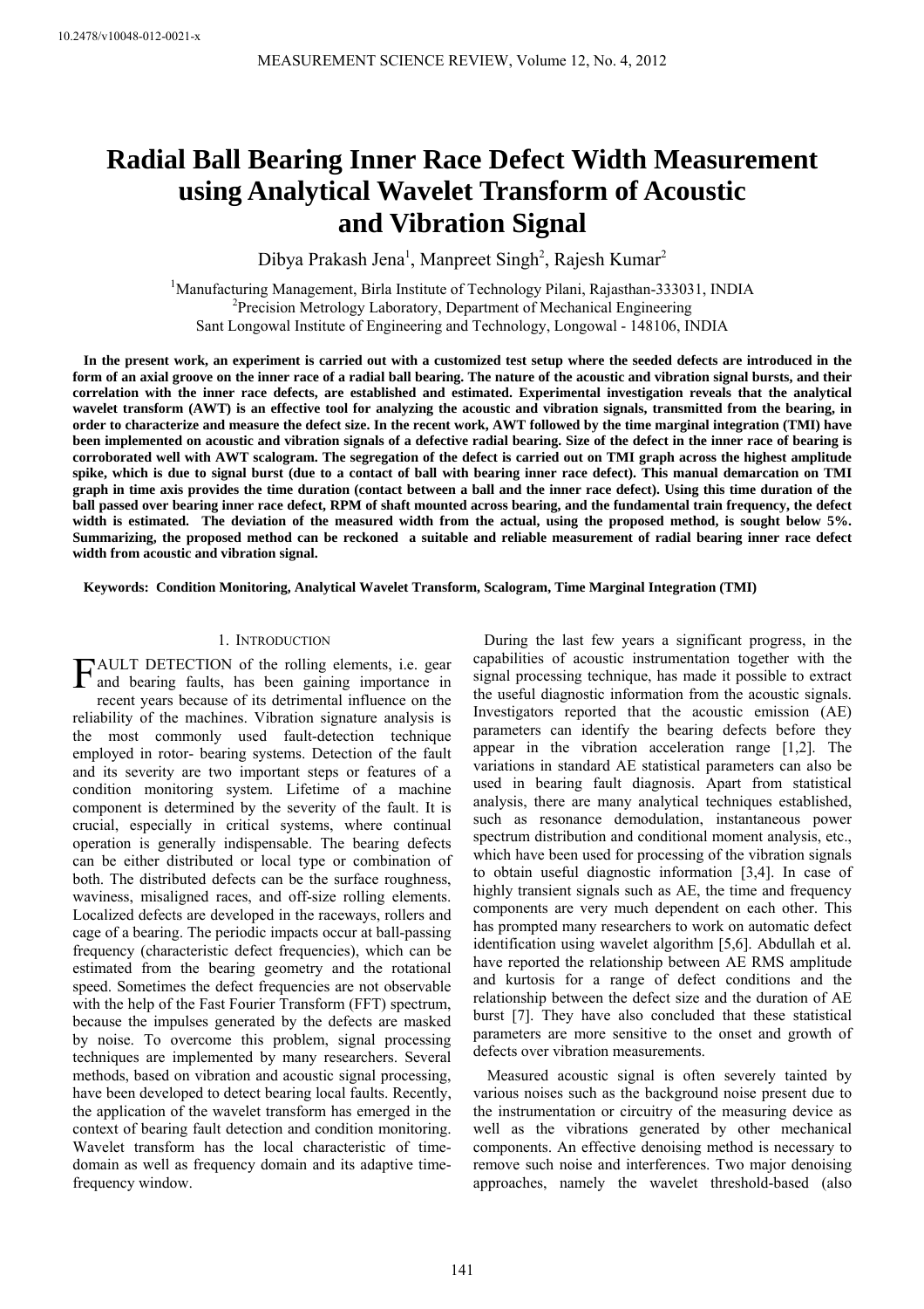10.2478/v10048-012-0021-x

# Radial Ball Bearing Inner Race Defect Width Measurement using Analytical Wavelet Transform of Acoustic and Vibration Signal

Dibya Prakash Jena[1], Manpreet Singh[2], Rajesh Kumar[2]

[1]Manufacturing Management, Birla Institute of Technology Pilani, Rajasthan-333031, INDIA
[2]Precision Metrology Laboratory, Department of Mechanical Engineering
Sant Longowal Institute of Engineering and Technology, Longowal - 148106, INDIA

**In the present work, an experiment is carried out with a customized test setup where the seeded defects are introduced in the form of an axial groove on the inner race of a radial ball bearing. The nature of the acoustic and vibration signal bursts, and their correlation with the inner race defects, are established and estimated. Experimental investigation reveals that the analytical wavelet transform (AWT) is an effective tool for analyzing the acoustic and vibration signals, transmitted from the bearing, in order to characterize and measure the defect size. In the recent work, AWT followed by the time marginal integration (TMI) have been implemented on acoustic and vibration signals of a defective radial bearing. Size of the defect in the inner race of bearing is corroborated well with AWT scalogram. The segregation of the defect is carried out on TMI graph across the highest amplitude spike, which is due to signal burst (due to a contact of ball with bearing inner race defect). This manual demarcation on TMI graph in time axis provides the time duration (contact between a ball and the inner race defect). Using this time duration of the ball passed over bearing inner race defect, RPM of shaft mounted across bearing, and the fundamental train frequency, the defect width is estimated. The deviation of the measured width from the actual, using the proposed method, is sought below 5%. Summarizing, the proposed method can be reckoned a suitable and reliable measurement of radial bearing inner race defect width from acoustic and vibration signal.**

**Keywords: Condition Monitoring, Analytical Wavelet Transform, Scalogram, Time Marginal Integration (TMI)**

## 1. Introduction

FAULT DETECTION of the rolling elements, i.e. gear and bearing faults, has been gaining importance in recent years because of its detrimental influence on the reliability of the machines. Vibration signature analysis is the most commonly used fault-detection technique employed in rotor- bearing systems. Detection of the fault and its severity are two important steps or features of a condition monitoring system. Lifetime of a machine component is determined by the severity of the fault. It is crucial, especially in critical systems, where continual operation is generally indispensable. The bearing defects can be either distributed or local type or combination of both. The distributed defects can be the surface roughness, waviness, misaligned races, and off-size rolling elements. Localized defects are developed in the raceways, rollers and cage of a bearing. The periodic impacts occur at ball-passing frequency (characteristic defect frequencies), which can be estimated from the bearing geometry and the rotational speed. Sometimes the defect frequencies are not observable with the help of the Fast Fourier Transform (FFT) spectrum, because the impulses generated by the defects are masked by noise. To overcome this problem, signal processing techniques are implemented by many researchers. Several methods, based on vibration and acoustic signal processing, have been developed to detect bearing local faults. Recently, the application of the wavelet transform has emerged in the context of bearing fault detection and condition monitoring. Wavelet transform has the local characteristic of time-domain as well as frequency domain and its adaptive time-frequency window.

During the last few years a significant progress, in the capabilities of acoustic instrumentation together with the signal processing technique, has made it possible to extract the useful diagnostic information from the acoustic signals. Investigators reported that the acoustic emission (AE) parameters can identify the bearing defects before they appear in the vibration acceleration range [1,2]. The variations in standard AE statistical parameters can also be used in bearing fault diagnosis. Apart from statistical analysis, there are many analytical techniques established, such as resonance demodulation, instantaneous power spectrum distribution and conditional moment analysis, etc., which have been used for processing of the vibration signals to obtain useful diagnostic information [3,4]. In case of highly transient signals such as AE, the time and frequency components are very much dependent on each other. This has prompted many researchers to work on automatic defect identification using wavelet algorithm [5,6]. Abdullah et al. have reported the relationship between AE RMS amplitude and kurtosis for a range of defect conditions and the relationship between the defect size and the duration of AE burst [7]. They have also concluded that these statistical parameters are more sensitive to the onset and growth of defects over vibration measurements.

Measured acoustic signal is often severely tainted by various noises such as the background noise present due to the instrumentation or circuitry of the measuring device as well as the vibrations generated by other mechanical components. An effective denoising method is necessary to remove such noise and interferences. Two major denoising approaches, namely the wavelet threshold-based (also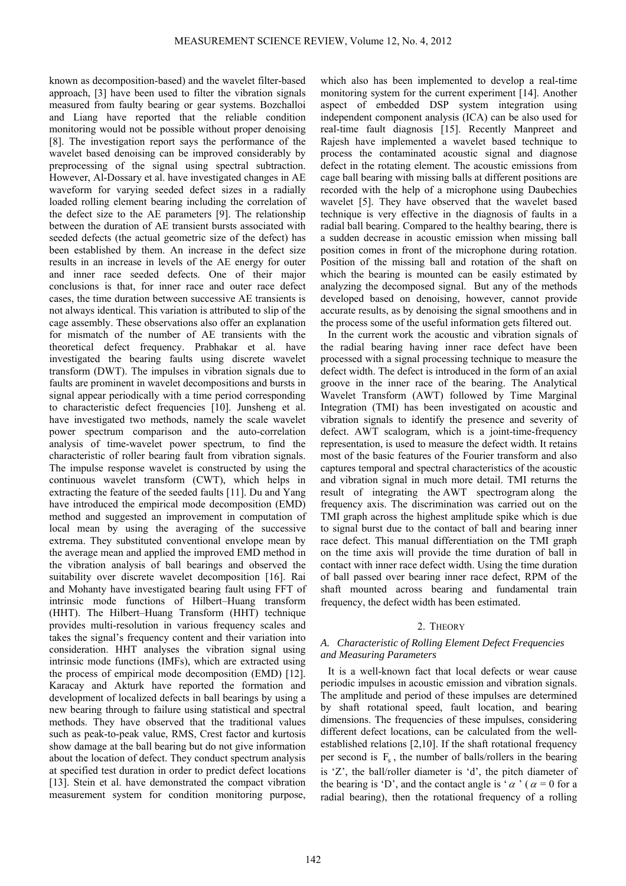known as decomposition-based) and the wavelet filter-based approach, [3] have been used to filter the vibration signals measured from faulty bearing or gear systems. Bozchalloi and Liang have reported that the reliable condition monitoring would not be possible without proper denoising [8]. The investigation report says the performance of the wavelet based denoising can be improved considerably by preprocessing of the signal using spectral subtraction. However, Al-Dossary et al. have investigated changes in AE waveform for varying seeded defect sizes in a radially loaded rolling element bearing including the correlation of the defect size to the AE parameters [9]. The relationship between the duration of AE transient bursts associated with seeded defects (the actual geometric size of the defect) has been established by them. An increase in the defect size results in an increase in levels of the AE energy for outer and inner race seeded defects. One of their major conclusions is that, for inner race and outer race defect cases, the time duration between successive AE transients is not always identical. This variation is attributed to slip of the cage assembly. These observations also offer an explanation for mismatch of the number of AE transients with the theoretical defect frequency. Prabhakar et al. have investigated the bearing faults using discrete wavelet transform (DWT). The impulses in vibration signals due to faults are prominent in wavelet decompositions and bursts in signal appear periodically with a time period corresponding to characteristic defect frequencies [10]. Junsheng et al. have investigated two methods, namely the scale wavelet power spectrum comparison and the auto-correlation analysis of time-wavelet power spectrum, to find the characteristic of roller bearing fault from vibration signals. The impulse response wavelet is constructed by using the continuous wavelet transform (CWT), which helps in extracting the feature of the seeded faults [11]. Du and Yang have introduced the empirical mode decomposition (EMD) method and suggested an improvement in computation of local mean by using the averaging of the successive extrema. They substituted conventional envelope mean by the average mean and applied the improved EMD method in the vibration analysis of ball bearings and observed the suitability over discrete wavelet decomposition [16]. Rai and Mohanty have investigated bearing fault using FFT of intrinsic mode functions of Hilbert–Huang transform (HHT). The Hilbert–Huang Transform (HHT) technique provides multi-resolution in various frequency scales and takes the signal's frequency content and their variation into consideration. HHT analyses the vibration signal using intrinsic mode functions (IMFs), which are extracted using the process of empirical mode decomposition (EMD) [12]. Karacay and Akturk have reported the formation and development of localized defects in ball bearings by using a new bearing through to failure using statistical and spectral methods. They have observed that the traditional values such as peak-to-peak value, RMS, Crest factor and kurtosis show damage at the ball bearing but do not give information about the location of defect. They conduct spectrum analysis at specified test duration in order to predict defect locations [13]. Stein et al. have demonstrated the compact vibration measurement system for condition monitoring purpose, which also has been implemented to develop a real-time monitoring system for the current experiment [14]. Another aspect of embedded DSP system integration using independent component analysis (ICA) can be also used for real-time fault diagnosis [15]. Recently Manpreet and Rajesh have implemented a wavelet based technique to process the contaminated acoustic signal and diagnose defect in the rotating element. The acoustic emissions from cage ball bearing with missing balls at different positions are recorded with the help of a microphone using Daubechies wavelet [5]. They have observed that the wavelet based technique is very effective in the diagnosis of faults in a radial ball bearing. Compared to the healthy bearing, there is a sudden decrease in acoustic emission when missing ball position comes in front of the microphone during rotation. Position of the missing ball and rotation of the shaft on which the bearing is mounted can be easily estimated by analyzing the decomposed signal. But any of the methods developed based on denoising, however, cannot provide accurate results, as by denoising the signal smoothens and in the process some of the useful information gets filtered out.

In the current work the acoustic and vibration signals of the radial bearing having inner race defect have been processed with a signal processing technique to measure the defect width. The defect is introduced in the form of an axial groove in the inner race of the bearing. The Analytical Wavelet Transform (AWT) followed by Time Marginal Integration (TMI) has been investigated on acoustic and vibration signals to identify the presence and severity of defect. AWT scalogram, which is a joint-time-frequency representation, is used to measure the defect width. It retains most of the basic features of the Fourier transform and also captures temporal and spectral characteristics of the acoustic and vibration signal in much more detail. TMI returns the result of integrating the AWT spectrogram along the frequency axis. The discrimination was carried out on the TMI graph across the highest amplitude spike which is due to signal burst due to the contact of ball and bearing inner race defect. This manual differentiation on the TMI graph on the time axis will provide the time duration of ball in contact with inner race defect width. Using the time duration of ball passed over bearing inner race defect, RPM of the shaft mounted across bearing and fundamental train frequency, the defect width has been estimated.

## 2. THEORY

### *A. Characteristic of Rolling Element Defect Frequencies and Measuring Parameters*

It is a well-known fact that local defects or wear cause periodic impulses in acoustic emission and vibration signals. The amplitude and period of these impulses are determined by shaft rotational speed, fault location, and bearing dimensions. The frequencies of these impulses, considering different defect locations, can be calculated from the well-established relations [2,10]. If the shaft rotational frequency per second is $F_s$, the number of balls/rollers in the bearing is 'Z', the ball/roller diameter is 'd', the pitch diameter of the bearing is 'D', and the contact angle is '$\alpha$' ($\alpha = 0$ for a radial bearing), then the rotational frequency of a rolling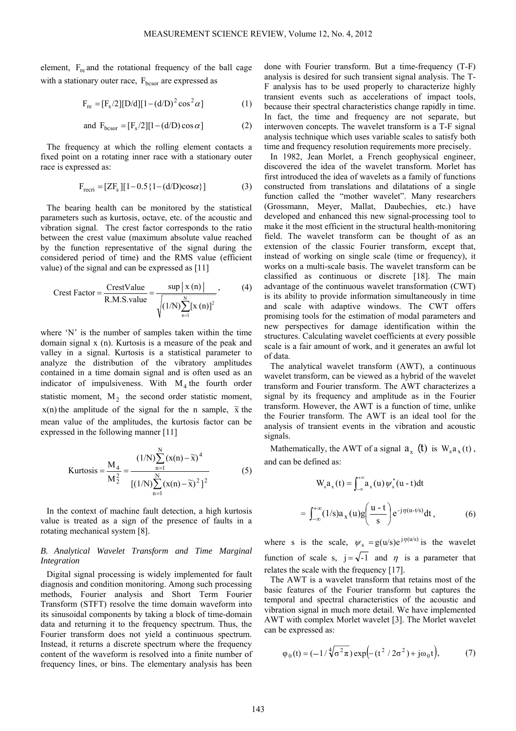element, $F_{re}$ and the rotational frequency of the ball cage with a stationary outer race, $F_{bcsor}$ are expressed as

$$F_{re} = [F_s/2][D/d][1-(d/D)^2 \cos^2\alpha] \tag{1}$$

$$\text{and } F_{bcsor} = [F_s/2][1-(d/D)\cos\alpha] \tag{2}$$

The frequency at which the rolling element contacts a fixed point on a rotating inner race with a stationary outer race is expressed as:

$$F_{recri} = [ZF_s][1-0.5\{1-(d/D)\cos\alpha\}] \tag{3}$$

The bearing health can be monitored by the statistical parameters such as kurtosis, octave, etc. of the acoustic and vibration signal. The crest factor corresponds to the ratio between the crest value (maximum absolute value reached by the function representative of the signal during the considered period of time) and the RMS value (efficient value) of the signal and can be expressed as [11]

$$\text{Crest Factor} = \frac{\text{CrestValue}}{\text{R.M.S.value}} = \frac{\sup|x(n)|}{\sqrt{(1/N)\sum_{n=1}^{N}[x(n)]^2}}, \tag{4}$$

where 'N' is the number of samples taken within the time domain signal x (n). Kurtosis is a measure of the peak and valley in a signal. Kurtosis is a statistical parameter to analyze the distribution of the vibratory amplitudes contained in a time domain signal and is often used as an indicator of impulsiveness. With $M_4$ the fourth order statistic moment, $M_2$ the second order statistic moment, $x(n)$ the amplitude of the signal for the n sample, $\tilde{x}$ the mean value of the amplitudes, the kurtosis factor can be expressed in the following manner [11]

$$\text{Kurtosis} = \frac{M_4}{M_2^2} = \frac{(1/N)\sum_{n=1}^{N}(x(n)-\tilde{x})^4}{[(1/N)\sum_{n=1}^{N}(x(n)-\tilde{x})^2]^2} \tag{5}$$

In the context of machine fault detection, a high kurtosis value is treated as a sign of the presence of faults in a rotating mechanical system [8].

### *B. Analytical Wavelet Transform and Time Marginal Integration*

Digital signal processing is widely implemented for fault diagnosis and condition monitoring. Among such processing methods, Fourier analysis and Short Term Fourier Transform (STFT) resolve the time domain waveform into its sinusoidal components by taking a block of time-domain data and returning it to the frequency spectrum. Thus, the Fourier transform does not yield a continuous spectrum. Instead, it returns a discrete spectrum where the frequency content of the waveform is resolved into a finite number of frequency lines, or bins. The elementary analysis has been done with Fourier transform. But a time-frequency (T-F) analysis is desired for such transient signal analysis. The T-F analysis has to be used properly to characterize highly transient events such as accelerations of impact tools, because their spectral characteristics change rapidly in time. In fact, the time and frequency are not separate, but interwoven concepts. The wavelet transform is a T-F signal analysis technique which uses variable scales to satisfy both time and frequency resolution requirements more precisely.

In 1982, Jean Morlet, a French geophysical engineer, discovered the idea of the wavelet transform. Morlet has first introduced the idea of wavelets as a family of functions constructed from translations and dilatations of a single function called the "mother wavelet". Many researchers (Grossmann, Meyer, Mallat, Daubechies, etc.) have developed and enhanced this new signal-processing tool to make it the most efficient in the structural health-monitoring field. The wavelet transform can be thought of as an extension of the classic Fourier transform, except that, instead of working on single scale (time or frequency), it works on a multi-scale basis. The wavelet transform can be classified as continuous or discrete [18]. The main advantage of the continuous wavelet transformation (CWT) is its ability to provide information simultaneously in time and scale with adaptive windows. The CWT offers promising tools for the estimation of modal parameters and new perspectives for damage identification within the structures. Calculating wavelet coefficients at every possible scale is a fair amount of work, and it generates an awful lot of data.

The analytical wavelet transform (AWT), a continuous wavelet transform, can be viewed as a hybrid of the wavelet transform and Fourier transform. The AWT characterizes a signal by its frequency and amplitude as in the Fourier transform. However, the AWT is a function of time, unlike the Fourier transform. The AWT is an ideal tool for the analysis of transient events in the vibration and acoustic signals.

Mathematically, the AWT of a signal $a_x(t)$ is $W_s a_x(t)$, and can be defined as:

$$W_s a_x(t) = \int_{-\infty}^{+\infty} a_x(u)\psi_s^*(u-t)dt$$

$$= \int_{-\infty}^{+\infty} (1/s)a_x(u)g\left(\frac{u-t}{s}\right)e^{-j\eta(u-t/s)}dt, \tag{6}$$

where s is the scale, $\psi_s = g(u/s)e^{j\eta(u/s)}$ is the wavelet function of scale s, $j=\sqrt{-1}$ and $\eta$ is a parameter that relates the scale with the frequency [17].

The AWT is a wavelet transform that retains most of the basic features of the Fourier transform but captures the temporal and spectral characteristics of the acoustic and vibration signal in much more detail. We have implemented AWT with complex Morlet wavelet [3]. The Morlet wavelet can be expressed as:

$$\varphi_0(t) = (-1/\sqrt[4]{\sigma^2\pi})\exp\left(-(t^2/2\sigma^2) + j\omega_0 t\right), \tag{7}$$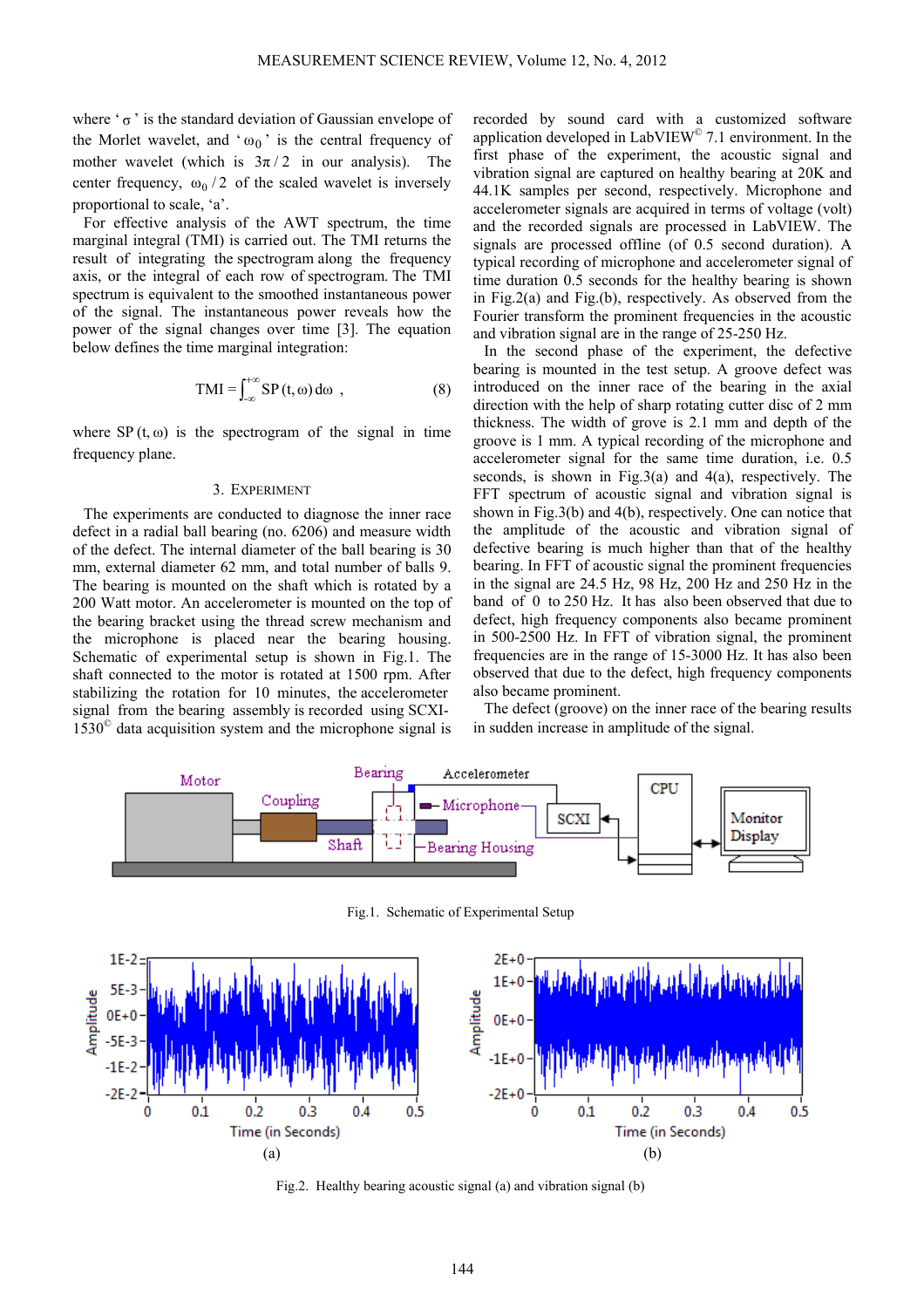where ' $\sigma$ ' is the standard deviation of Gaussian envelope of the Morlet wavelet, and ' $\omega_0$ ' is the central frequency of mother wavelet (which is $3\pi/2$ in our analysis). The center frequency, $\omega_0/2$ of the scaled wavelet is inversely proportional to scale, 'a'.

For effective analysis of the AWT spectrum, the time marginal integral (TMI) is carried out. The TMI returns the result of integrating the spectrogram along the frequency axis, or the integral of each row of spectrogram. The TMI spectrum is equivalent to the smoothed instantaneous power of the signal. The instantaneous power reveals how the power of the signal changes over time [3]. The equation below defines the time marginal integration:

$$\text{TMI} = \int_{-\infty}^{+\infty} \text{SP}(t, \omega)\, d\omega \ , \tag{8}$$

where $\text{SP}(t, \omega)$ is the spectrogram of the signal in time frequency plane.

## 3. Experiment

The experiments are conducted to diagnose the inner race defect in a radial ball bearing (no. 6206) and measure width of the defect. The internal diameter of the ball bearing is 30 mm, external diameter 62 mm, and total number of balls 9. The bearing is mounted on the shaft which is rotated by a 200 Watt motor. An accelerometer is mounted on the top of the bearing bracket using the thread screw mechanism and the microphone is placed near the bearing housing. Schematic of experimental setup is shown in Fig.1. The shaft connected to the motor is rotated at 1500 rpm. After stabilizing the rotation for 10 minutes, the accelerometer signal from the bearing assembly is recorded using SCXI-1530© data acquisition system and the microphone signal is recorded by sound card with a customized software application developed in LabVIEW© 7.1 environment. In the first phase of the experiment, the acoustic signal and vibration signal are captured on healthy bearing at 20K and 44.1K samples per second, respectively. Microphone and accelerometer signals are acquired in terms of voltage (volt) and the recorded signals are processed in LabVIEW. The signals are processed offline (of 0.5 second duration). A typical recording of microphone and accelerometer signal of time duration 0.5 seconds for the healthy bearing is shown in Fig.2(a) and Fig.(b), respectively. As observed from the Fourier transform the prominent frequencies in the acoustic and vibration signal are in the range of 25-250 Hz.

In the second phase of the experiment, the defective bearing is mounted in the test setup. A groove defect was introduced on the inner race of the bearing in the axial direction with the help of sharp rotating cutter disc of 2 mm thickness. The width of grove is 2.1 mm and depth of the groove is 1 mm. A typical recording of the microphone and accelerometer signal for the same time duration, i.e. 0.5 seconds, is shown in Fig.3(a) and 4(a), respectively. The FFT spectrum of acoustic signal and vibration signal is shown in Fig.3(b) and 4(b), respectively. One can notice that the amplitude of the acoustic and vibration signal of defective bearing is much higher than that of the healthy bearing. In FFT of acoustic signal the prominent frequencies in the signal are 24.5 Hz, 98 Hz, 200 Hz and 250 Hz in the band of 0 to 250 Hz. It has also been observed that due to defect, high frequency components also became prominent in 500-2500 Hz. In FFT of vibration signal, the prominent frequencies are in the range of 15-3000 Hz. It has also been observed that due to the defect, high frequency components also became prominent.

The defect (groove) on the inner race of the bearing results in sudden increase in amplitude of the signal.

Fig.1. Schematic of Experimental Setup

Fig.2. Healthy bearing acoustic signal (a) and vibration signal (b)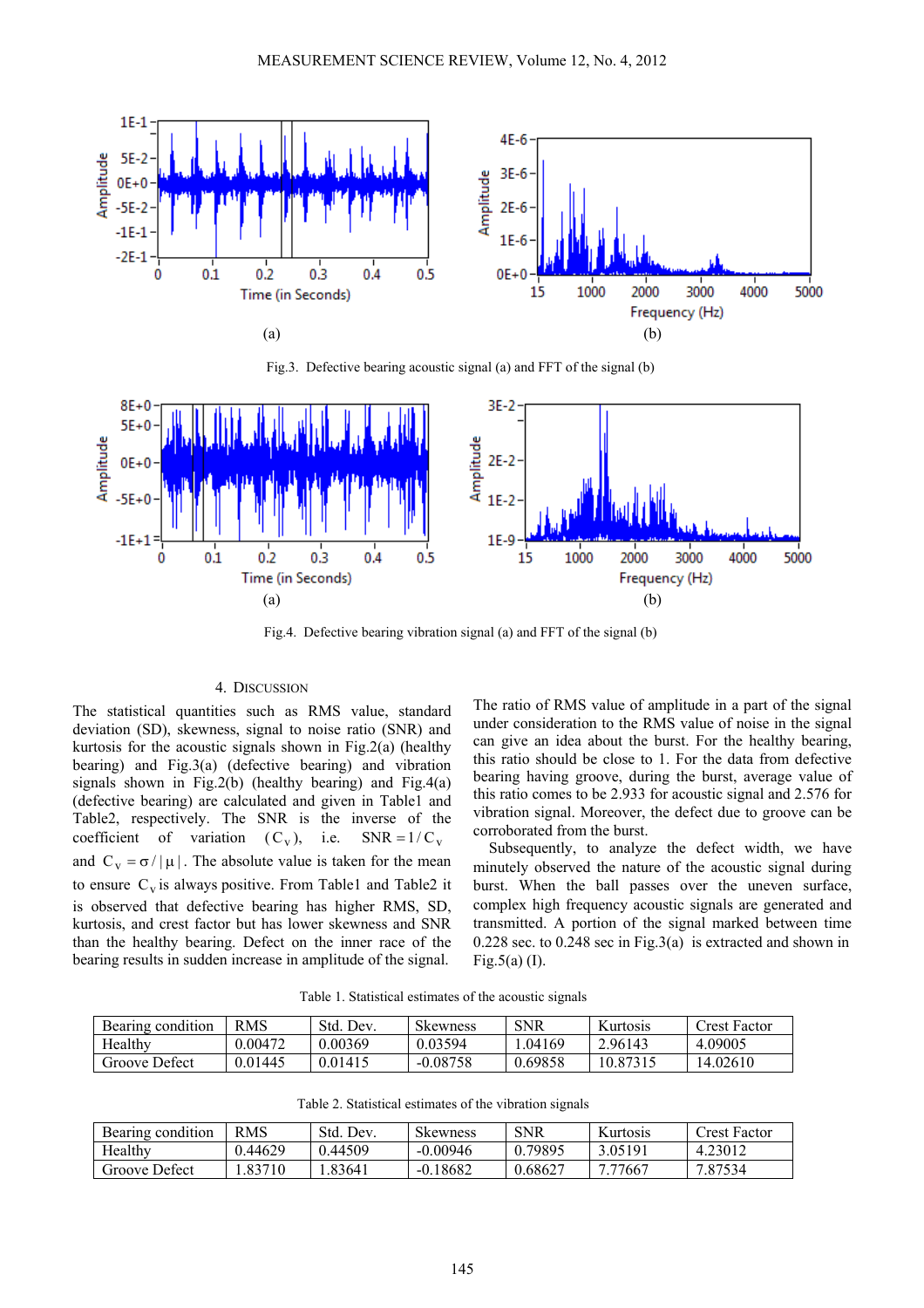Fig.3. Defective bearing acoustic signal (a) and FFT of the signal (b)

Fig.4. Defective bearing vibration signal (a) and FFT of the signal (b)

## 4. Discussion

The statistical quantities such as RMS value, standard deviation (SD), skewness, signal to noise ratio (SNR) and kurtosis for the acoustic signals shown in Fig.2(a) (healthy bearing) and Fig.3(a) (defective bearing) and vibration signals shown in Fig.2(b) (healthy bearing) and Fig.4(a) (defective bearing) are calculated and given in Table1 and Table2, respectively. The SNR is the inverse of the coefficient of variation ($C_V$), i.e. $SNR = 1/C_V$ and $C_V = \sigma / |\mu|$. The absolute value is taken for the mean to ensure $C_V$ is always positive. From Table1 and Table2 it is observed that defective bearing has higher RMS, SD, kurtosis, and crest factor but has lower skewness and SNR than the healthy bearing. Defect on the inner race of the bearing results in sudden increase in amplitude of the signal.

The ratio of RMS value of amplitude in a part of the signal under consideration to the RMS value of noise in the signal can give an idea about the burst. For the healthy bearing, this ratio should be close to 1. For the data from defective bearing having groove, during the burst, average value of this ratio comes to be 2.933 for acoustic signal and 2.576 for vibration signal. Moreover, the defect due to groove can be corroborated from the burst.

Subsequently, to analyze the defect width, we have minutely observed the nature of the acoustic signal during burst. When the ball passes over the uneven surface, complex high frequency acoustic signals are generated and transmitted. A portion of the signal marked between time 0.228 sec. to 0.248 sec in Fig.3(a) is extracted and shown in Fig.5(a) (I).

Table 1. Statistical estimates of the acoustic signals

| Bearing condition | RMS | Std. Dev. | Skewness | SNR | Kurtosis | Crest Factor |
|---|---|---|---|---|---|---|
| Healthy | 0.00472 | 0.00369 | 0.03594 | 1.04169 | 2.96143 | 4.09005 |
| Groove Defect | 0.01445 | 0.01415 | -0.08758 | 0.69858 | 10.87315 | 14.02610 |

Table 2. Statistical estimates of the vibration signals

| Bearing condition | RMS | Std. Dev. | Skewness | SNR | Kurtosis | Crest Factor |
|---|---|---|---|---|---|---|
| Healthy | 0.44629 | 0.44509 | -0.00946 | 0.79895 | 3.05191 | 4.23012 |
| Groove Defect | 1.83710 | 1.83641 | -0.18682 | 0.68627 | 7.77667 | 7.87534 |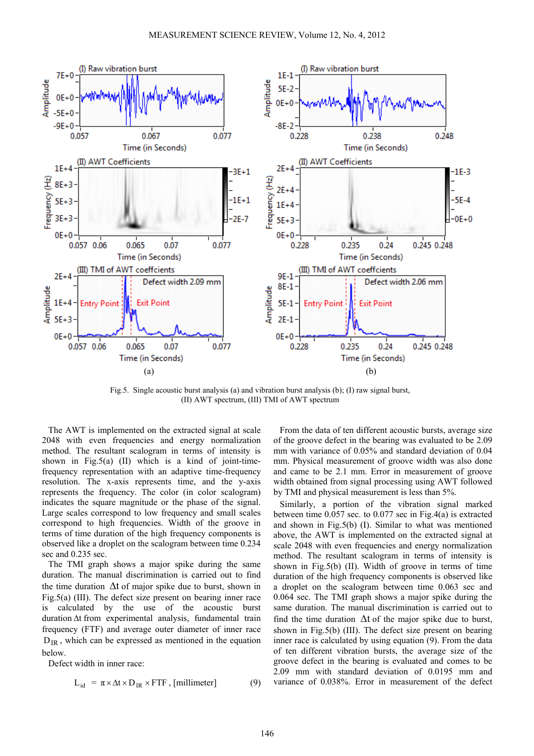Fig.5. Single acoustic burst analysis (a) and vibration burst analysis (b); (I) raw signal burst, (II) AWT spectrum, (III) TMI of AWT spectrum

The AWT is implemented on the extracted signal at scale 2048 with even frequencies and energy normalization method. The resultant scalogram in terms of intensity is shown in Fig.5(a) (II) which is a kind of joint-time-frequency representation with an adaptive time-frequency resolution. The x-axis represents time, and the y-axis represents the frequency. The color (in color scalogram) indicates the square magnitude or the phase of the signal. Large scales correspond to low frequency and small scales correspond to high frequencies. Width of the groove in terms of time duration of the high frequency components is observed like a droplet on the scalogram between time 0.234 sec and 0.235 sec.

The TMI graph shows a major spike during the same duration. The manual discrimination is carried out to find the time duration $\Delta t$ of major spike due to burst, shown in Fig.5(a) (III). The defect size present on bearing inner race is calculated by the use of the acoustic burst duration $\Delta t$ from experimental analysis, fundamental train frequency (FTF) and average outer diameter of inner race $D_{IR}$, which can be expressed as mentioned in the equation below.

Defect width in inner race:

$$L_{id} = \pi \times \Delta t \times D_{IR} \times FTF \text{, [millimeter]} \qquad (9)$$

From the data of ten different acoustic bursts, average size of the groove defect in the bearing was evaluated to be 2.09 mm with variance of 0.05% and standard deviation of 0.04 mm. Physical measurement of groove width was also done and came to be 2.1 mm. Error in measurement of groove width obtained from signal processing using AWT followed by TMI and physical measurement is less than 5%.

Similarly, a portion of the vibration signal marked between time 0.057 sec. to 0.077 sec in Fig.4(a) is extracted and shown in Fig.5(b) (I). Similar to what was mentioned above, the AWT is implemented on the extracted signal at scale 2048 with even frequencies and energy normalization method. The resultant scalogram in terms of intensity is shown in Fig.5(b) (II). Width of groove in terms of time duration of the high frequency components is observed like a droplet on the scalogram between time 0.063 sec and 0.064 sec. The TMI graph shows a major spike during the same duration. The manual discrimination is carried out to find the time duration $\Delta t$ of the major spike due to burst, shown in Fig.5(b) (III). The defect size present on bearing inner race is calculated by using equation (9). From the data of ten different vibration bursts, the average size of the groove defect in the bearing is evaluated and comes to be 2.09 mm with standard deviation of 0.0195 mm and variance of 0.038%. Error in measurement of the defect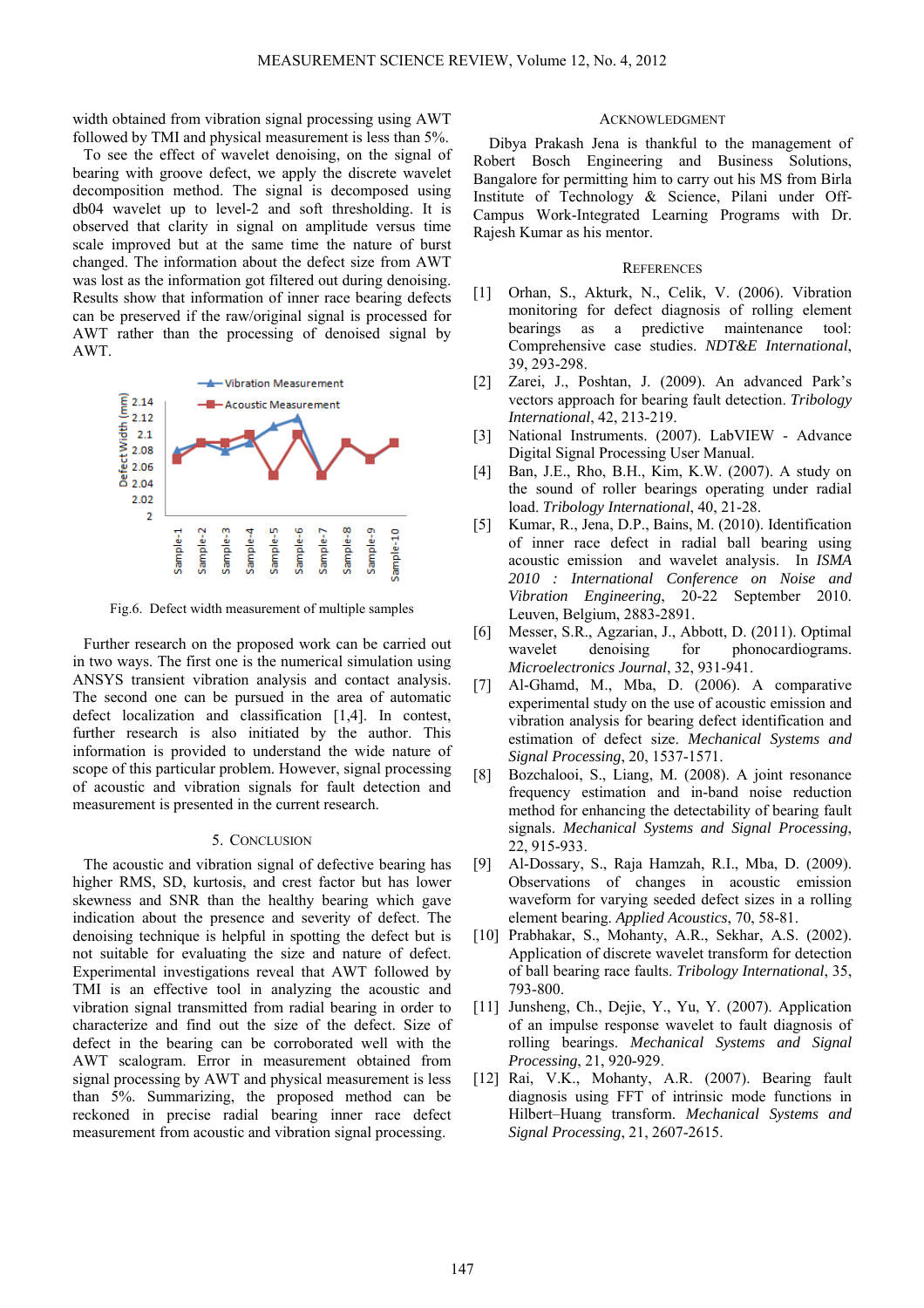width obtained from vibration signal processing using AWT followed by TMI and physical measurement is less than 5%.

To see the effect of wavelet denoising, on the signal of bearing with groove defect, we apply the discrete wavelet decomposition method. The signal is decomposed using db04 wavelet up to level-2 and soft thresholding. It is observed that clarity in signal on amplitude versus time scale improved but at the same time the nature of burst changed. The information about the defect size from AWT was lost as the information got filtered out during denoising. Results show that information of inner race bearing defects can be preserved if the raw/original signal is processed for AWT rather than the processing of denoised signal by AWT.

Fig.6. Defect width measurement of multiple samples

Further research on the proposed work can be carried out in two ways. The first one is the numerical simulation using ANSYS transient vibration analysis and contact analysis. The second one can be pursued in the area of automatic defect localization and classification [1,4]. In contest, further research is also initiated by the author. This information is provided to understand the wide nature of scope of this particular problem. However, signal processing of acoustic and vibration signals for fault detection and measurement is presented in the current research.

## 5. CONCLUSION

The acoustic and vibration signal of defective bearing has higher RMS, SD, kurtosis, and crest factor but has lower skewness and SNR than the healthy bearing which gave indication about the presence and severity of defect. The denoising technique is helpful in spotting the defect but is not suitable for evaluating the size and nature of defect. Experimental investigations reveal that AWT followed by TMI is an effective tool in analyzing the acoustic and vibration signal transmitted from radial bearing in order to characterize and find out the size of the defect. Size of defect in the bearing can be corroborated well with the AWT scalogram. Error in measurement obtained from signal processing by AWT and physical measurement is less than 5%. Summarizing, the proposed method can be reckoned in precise radial bearing inner race defect measurement from acoustic and vibration signal processing.

## ACKNOWLEDGMENT

Dibya Prakash Jena is thankful to the management of Robert Bosch Engineering and Business Solutions, Bangalore for permitting him to carry out his MS from Birla Institute of Technology & Science, Pilani under Off-Campus Work-Integrated Learning Programs with Dr. Rajesh Kumar as his mentor.

## REFERENCES

[1] Orhan, S., Akturk, N., Celik, V. (2006). Vibration monitoring for defect diagnosis of rolling element bearings as a predictive maintenance tool: Comprehensive case studies. *NDT&E International*, 39, 293-298.

[2] Zarei, J., Poshtan, J. (2009). An advanced Park's vectors approach for bearing fault detection. *Tribology International*, 42, 213-219.

[3] National Instruments. (2007). LabVIEW - Advance Digital Signal Processing User Manual.

[4] Ban, J.E., Rho, B.H., Kim, K.W. (2007). A study on the sound of roller bearings operating under radial load. *Tribology International*, 40, 21-28.

[5] Kumar, R., Jena, D.P., Bains, M. (2010). Identification of inner race defect in radial ball bearing using acoustic emission and wavelet analysis. In *ISMA 2010 : International Conference on Noise and Vibration Engineering*, 20-22 September 2010. Leuven, Belgium, 2883-2891.

[6] Messer, S.R., Agzarian, J., Abbott, D. (2011). Optimal wavelet denoising for phonocardiograms. *Microelectronics Journal*, 32, 931-941.

[7] Al-Ghamd, M., Mba, D. (2006). A comparative experimental study on the use of acoustic emission and vibration analysis for bearing defect identification and estimation of defect size. *Mechanical Systems and Signal Processing*, 20, 1537-1571.

[8] Bozchalooi, S., Liang, M. (2008). A joint resonance frequency estimation and in-band noise reduction method for enhancing the detectability of bearing fault signals. *Mechanical Systems and Signal Processing*, 22, 915-933.

[9] Al-Dossary, S., Raja Hamzah, R.I., Mba, D. (2009). Observations of changes in acoustic emission waveform for varying seeded defect sizes in a rolling element bearing. *Applied Acoustics*, 70, 58-81.

[10] Prabhakar, S., Mohanty, A.R., Sekhar, A.S. (2002). Application of discrete wavelet transform for detection of ball bearing race faults. *Tribology International*, 35, 793-800.

[11] Junsheng, Ch., Dejie, Y., Yu, Y. (2007). Application of an impulse response wavelet to fault diagnosis of rolling bearings. *Mechanical Systems and Signal Processing*, 21, 920-929.

[12] Rai, V.K., Mohanty, A.R. (2007). Bearing fault diagnosis using FFT of intrinsic mode functions in Hilbert–Huang transform. *Mechanical Systems and Signal Processing*, 21, 2607-2615.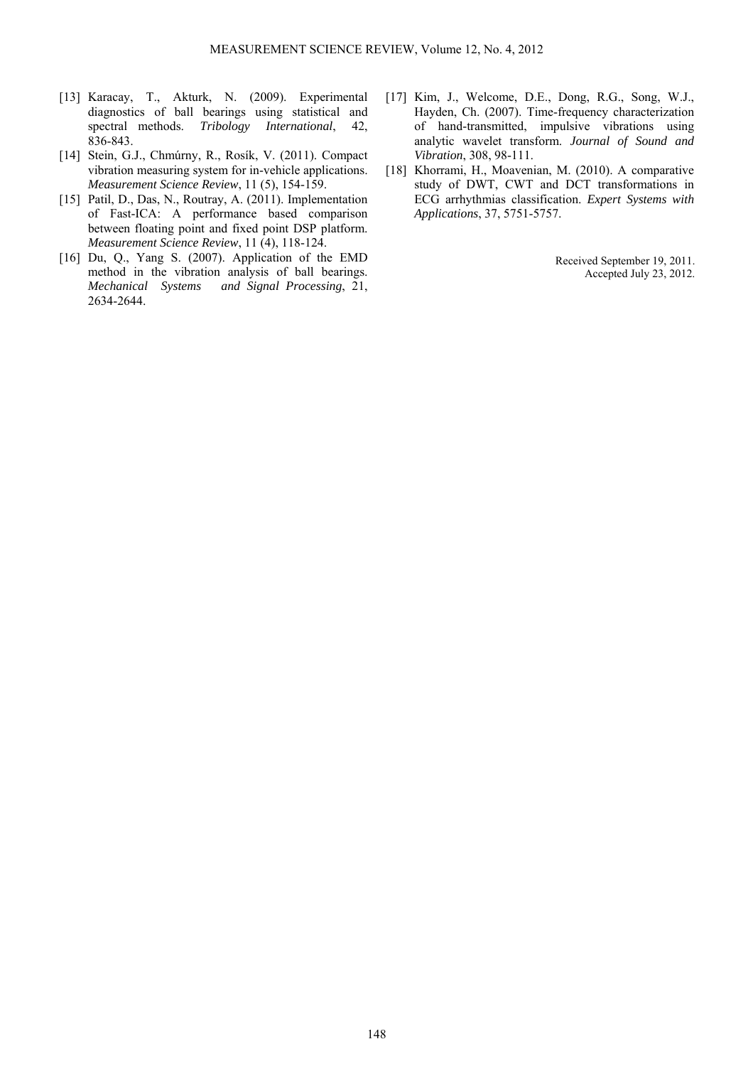[13] Karacay, T., Akturk, N. (2009). Experimental diagnostics of ball bearings using statistical and spectral methods. *Tribology International*, 42, 836-843.

[14] Stein, G.J., Chmúrny, R., Rosík, V. (2011). Compact vibration measuring system for in-vehicle applications. *Measurement Science Review*, 11 (5), 154-159.

[15] Patil, D., Das, N., Routray, A. (2011). Implementation of Fast-ICA: A performance based comparison between floating point and fixed point DSP platform. *Measurement Science Review*, 11 (4), 118-124.

[16] Du, Q., Yang S. (2007). Application of the EMD method in the vibration analysis of ball bearings. *Mechanical Systems and Signal Processing*, 21, 2634-2644.

[17] Kim, J., Welcome, D.E., Dong, R.G., Song, W.J., Hayden, Ch. (2007). Time-frequency characterization of hand-transmitted, impulsive vibrations using analytic wavelet transform. *Journal of Sound and Vibration*, 308, 98-111.

[18] Khorrami, H., Moavenian, M. (2010). A comparative study of DWT, CWT and DCT transformations in ECG arrhythmias classification. *Expert Systems with Applications*, 37, 5751-5757.

Received September 19, 2011.
Accepted July 23, 2012.